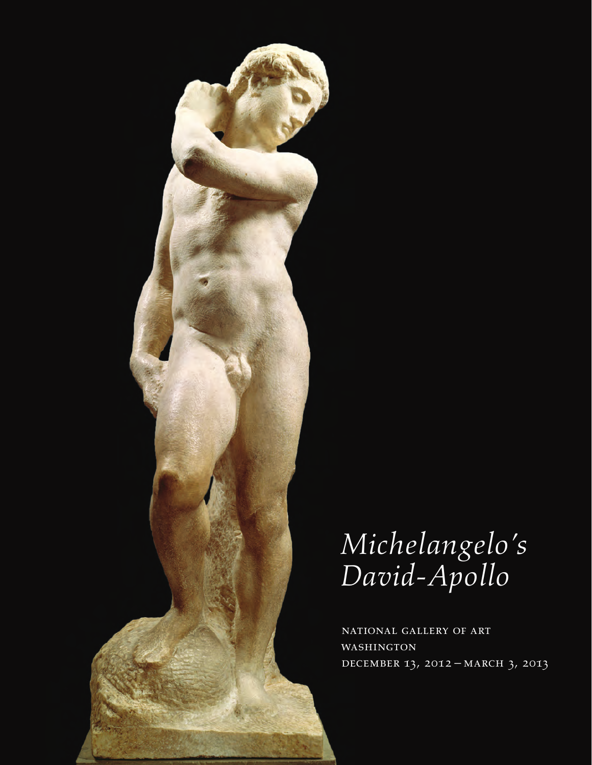# *Michelangelo's David-Apollo*

NATIONAL GALLERY OF ART
WASHINGTON
DECEMBER 13, 2012 – MARCH 3, 2013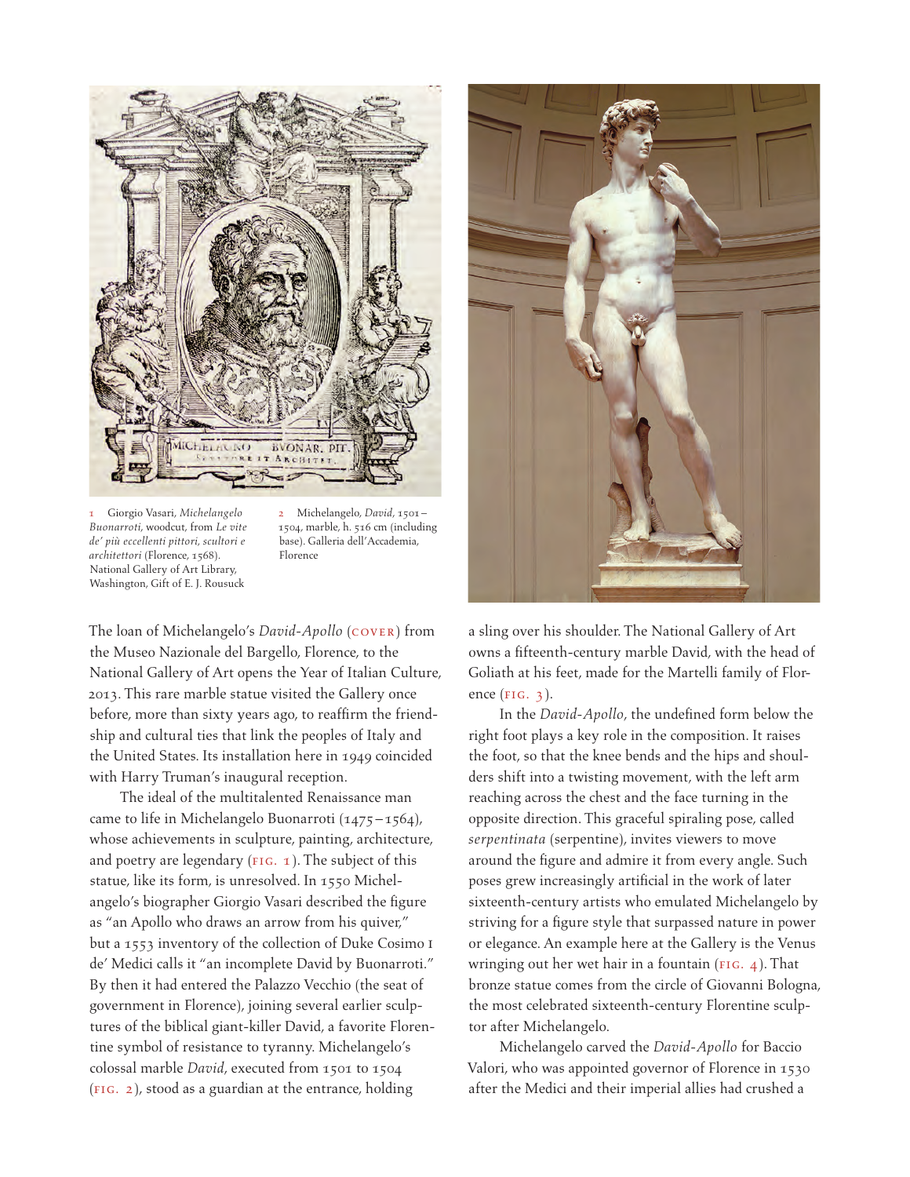1 Giorgio Vasari, *Michelangelo Buonarroti*, woodcut, from *Le vite de' più eccellenti pittori, scultori e architettori* (Florence, 1568). National Gallery of Art Library, Washington, Gift of E. J. Rousuck

2 Michelangelo, *David*, 1501–1504, marble, h. 516 cm (including base). Galleria dell'Accademia, Florence

The loan of Michelangelo's *David-Apollo* (COVER) from the Museo Nazionale del Bargello, Florence, to the National Gallery of Art opens the Year of Italian Culture, 2013. This rare marble statue visited the Gallery once before, more than sixty years ago, to reaffirm the friendship and cultural ties that link the peoples of Italy and the United States. Its installation here in 1949 coincided with Harry Truman's inaugural reception.

The ideal of the multitalented Renaissance man came to life in Michelangelo Buonarroti (1475–1564), whose achievements in sculpture, painting, architecture, and poetry are legendary (FIG. 1). The subject of this statue, like its form, is unresolved. In 1550 Michelangelo's biographer Giorgio Vasari described the figure as "an Apollo who draws an arrow from his quiver," but a 1553 inventory of the collection of Duke Cosimo I de' Medici calls it "an incomplete David by Buonarroti." By then it had entered the Palazzo Vecchio (the seat of government in Florence), joining several earlier sculptures of the biblical giant-killer David, a favorite Florentine symbol of resistance to tyranny. Michelangelo's colossal marble *David*, executed from 1501 to 1504 (FIG. 2), stood as a guardian at the entrance, holding a sling over his shoulder. The National Gallery of Art owns a fifteenth-century marble David, with the head of Goliath at his feet, made for the Martelli family of Florence (FIG. 3).

In the *David-Apollo*, the undefined form below the right foot plays a key role in the composition. It raises the foot, so that the knee bends and the hips and shoulders shift into a twisting movement, with the left arm reaching across the chest and the face turning in the opposite direction. This graceful spiraling pose, called *serpentinata* (serpentine), invites viewers to move around the figure and admire it from every angle. Such poses grew increasingly artificial in the work of later sixteenth-century artists who emulated Michelangelo by striving for a figure style that surpassed nature in power or elegance. An example here at the Gallery is the Venus wringing out her wet hair in a fountain (FIG. 4). That bronze statue comes from the circle of Giovanni Bologna, the most celebrated sixteenth-century Florentine sculptor after Michelangelo.

Michelangelo carved the *David-Apollo* for Baccio Valori, who was appointed governor of Florence in 1530 after the Medici and their imperial allies had crushed a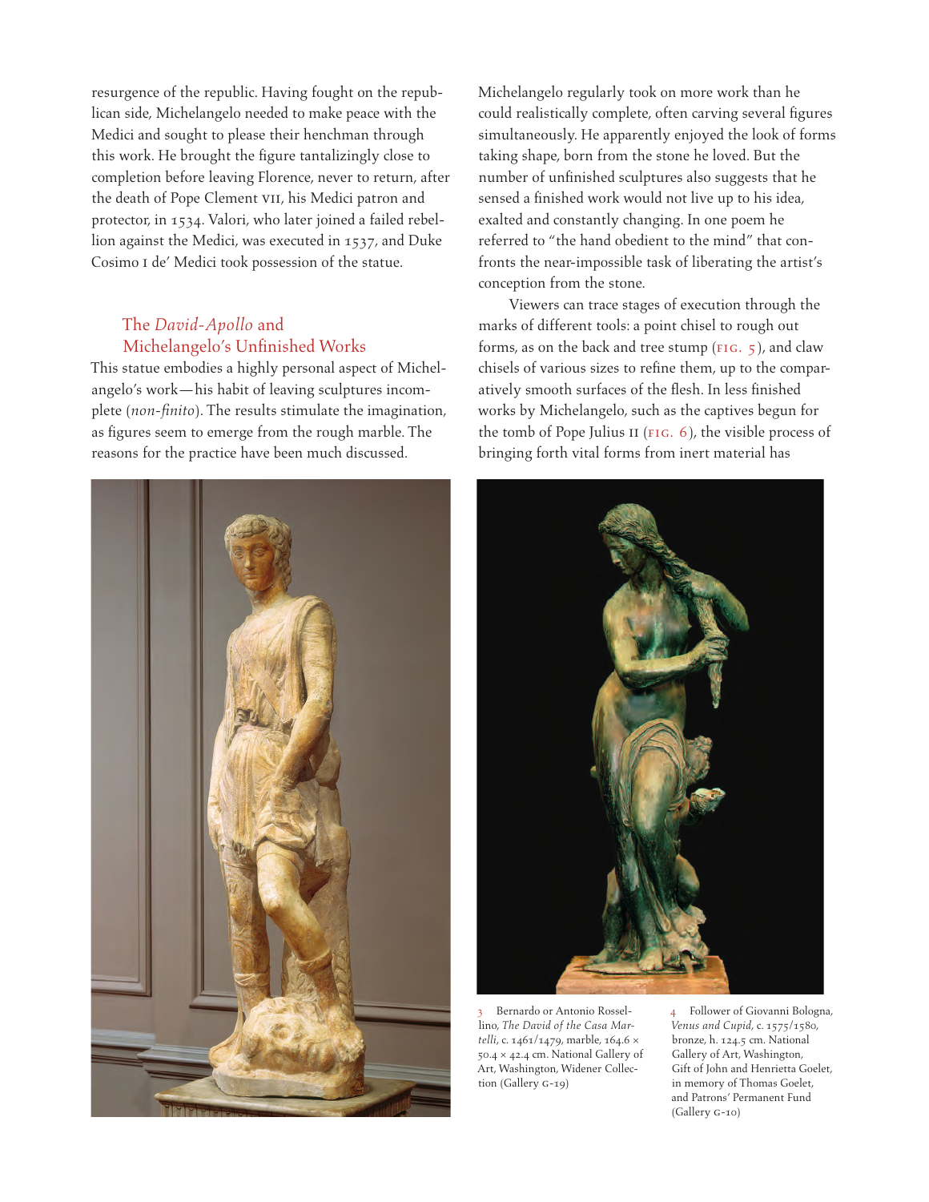resurgence of the republic. Having fought on the republican side, Michelangelo needed to make peace with the Medici and sought to please their henchman through this work. He brought the figure tantalizingly close to completion before leaving Florence, never to return, after the death of Pope Clement VII, his Medici patron and protector, in 1534. Valori, who later joined a failed rebellion against the Medici, was executed in 1537, and Duke Cosimo I de' Medici took possession of the statue.

## The *David-Apollo* and Michelangelo's Unfinished Works

This statue embodies a highly personal aspect of Michelangelo's work—his habit of leaving sculptures incomplete (*non-finito*). The results stimulate the imagination, as figures seem to emerge from the rough marble. The reasons for the practice have been much discussed. Michelangelo regularly took on more work than he could realistically complete, often carving several figures simultaneously. He apparently enjoyed the look of forms taking shape, born from the stone he loved. But the number of unfinished sculptures also suggests that he sensed a finished work would not live up to his idea, exalted and constantly changing. In one poem he referred to "the hand obedient to the mind" that confronts the near-impossible task of liberating the artist's conception from the stone.

Viewers can trace stages of execution through the marks of different tools: a point chisel to rough out forms, as on the back and tree stump (FIG. 5), and claw chisels of various sizes to refine them, up to the comparatively smooth surfaces of the flesh. In less finished works by Michelangelo, such as the captives begun for the tomb of Pope Julius II (FIG. 6), the visible process of bringing forth vital forms from inert material has

3 Bernardo or Antonio Rossellino, *The David of the Casa Martelli*, c. 1461/1479, marble, 164.6 × 50.4 × 42.4 cm. National Gallery of Art, Washington, Widener Collection (Gallery G-19)

4 Follower of Giovanni Bologna, *Venus and Cupid*, c. 1575/1580, bronze, h. 124.5 cm. National Gallery of Art, Washington, Gift of John and Henrietta Goelet, in memory of Thomas Goelet, and Patrons' Permanent Fund (Gallery G-10)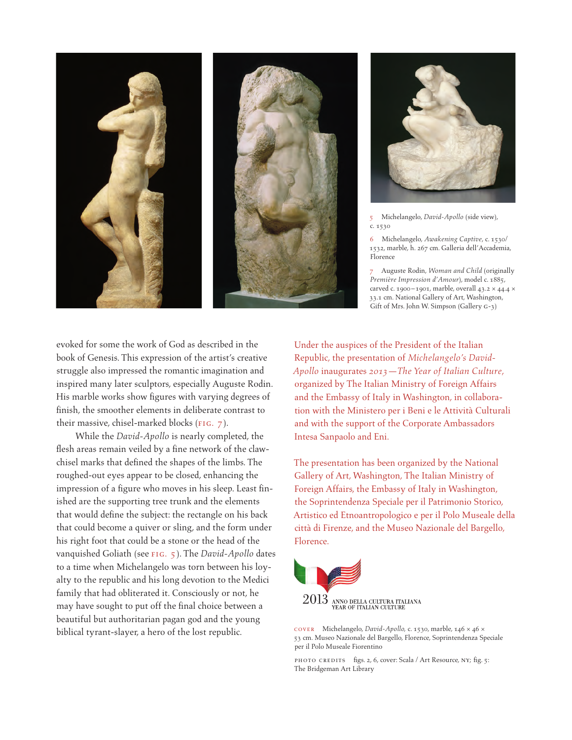5 Michelangelo, *David-Apollo* (side view), c. 1530

6 Michelangelo, *Awakening Captive*, c. 1530/1532, marble, h. 267 cm. Galleria dell'Accademia, Florence

7 Auguste Rodin, *Woman and Child* (originally *Première Impression d'Amour*), model c. 1885, carved c. 1900–1901, marble, overall 43.2 × 44.4 × 33.1 cm. National Gallery of Art, Washington, Gift of Mrs. John W. Simpson (Gallery G-3)

evoked for some the work of God as described in the book of Genesis. This expression of the artist's creative struggle also impressed the romantic imagination and inspired many later sculptors, especially Auguste Rodin. His marble works show figures with varying degrees of finish, the smoother elements in deliberate contrast to their massive, chisel-marked blocks (FIG. 7).

While the *David-Apollo* is nearly completed, the flesh areas remain veiled by a fine network of the claw-chisel marks that defined the shapes of the limbs. The roughed-out eyes appear to be closed, enhancing the impression of a figure who moves in his sleep. Least finished are the supporting tree trunk and the elements that would define the subject: the rectangle on his back that could become a quiver or sling, and the form under his right foot that could be a stone or the head of the vanquished Goliath (see FIG. 5). The *David-Apollo* dates to a time when Michelangelo was torn between his loyalty to the republic and his long devotion to the Medici family that had obliterated it. Consciously or not, he may have sought to put off the final choice between a beautiful but authoritarian pagan god and the young biblical tyrant-slayer, a hero of the lost republic.

Under the auspices of the President of the Italian Republic, the presentation of *Michelangelo's David-Apollo* inaugurates *2013—The Year of Italian Culture*, organized by The Italian Ministry of Foreign Affairs and the Embassy of Italy in Washington, in collaboration with the Ministero per i Beni e le Attività Culturali and with the support of the Corporate Ambassadors Intesa Sanpaolo and Eni.

The presentation has been organized by the National Gallery of Art, Washington, The Italian Ministry of Foreign Affairs, the Embassy of Italy in Washington, the Soprintendenza Speciale per il Patrimonio Storico, Artistico ed Etnoantropologico e per il Polo Museale della città di Firenze, and the Museo Nazionale del Bargello, Florence.

2013 ANNO DELLA CULTURA ITALIANA
YEAR OF ITALIAN CULTURE

COVER Michelangelo, *David-Apollo*, c. 1530, marble, 146 × 46 × 53 cm. Museo Nazionale del Bargello, Florence, Soprintendenza Speciale per il Polo Museale Fiorentino

PHOTO CREDITS figs. 2, 6, cover: Scala / Art Resource, NY; fig. 5: The Bridgeman Art Library